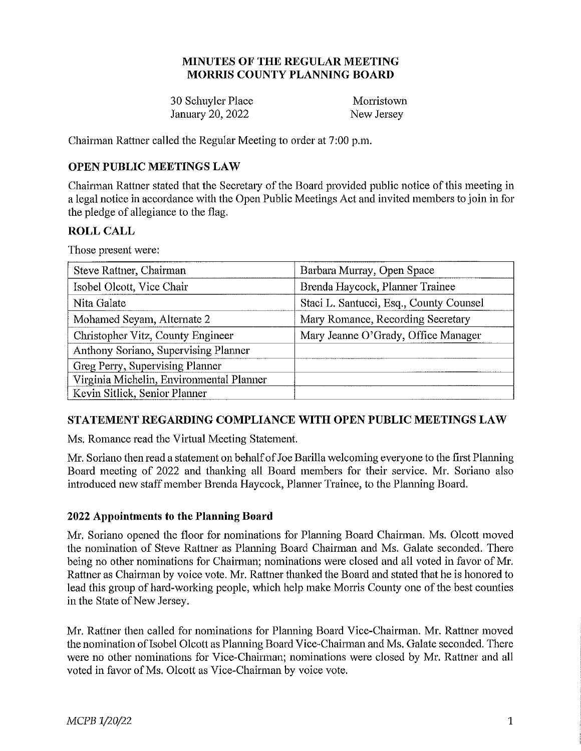# MINUTES OF THE REGULAR MEETING
# MORRIS COUNTY PLANNING BOARD

| | |
|---|---|
| 30 Schuyler Place | Morristown |
| January 20, 2022 | New Jersey |

Chairman Rattner called the Regular Meeting to order at 7:00 p.m.

## OPEN PUBLIC MEETINGS LAW

Chairman Rattner stated that the Secretary of the Board provided public notice of this meeting in a legal notice in accordance with the Open Public Meetings Act and invited members to join in for the pledge of allegiance to the flag.

## ROLL CALL

Those present were:

| | |
|---|---|
| Steve Rattner, Chairman | Barbara Murray, Open Space |
| Isobel Olcott, Vice Chair | Brenda Haycock, Planner Trainee |
| Nita Galate | Staci L. Santucci, Esq., County Counsel |
| Mohamed Seyam, Alternate 2 | Mary Romance, Recording Secretary |
| Christopher Vitz, County Engineer | Mary Jeanne O'Grady, Office Manager |
| Anthony Soriano, Supervising Planner | |
| Greg Perry, Supervising Planner | |
| Virginia Michelin, Environmental Planner | |
| Kevin Sitlick, Senior Planner | |

## STATEMENT REGARDING COMPLIANCE WITH OPEN PUBLIC MEETINGS LAW

Ms. Romance read the Virtual Meeting Statement.

Mr. Soriano then read a statement on behalf of Joe Barilla welcoming everyone to the first Planning Board meeting of 2022 and thanking all Board members for their service. Mr. Soriano also introduced new staff member Brenda Haycock, Planner Trainee, to the Planning Board.

### 2022 Appointments to the Planning Board

Mr. Soriano opened the floor for nominations for Planning Board Chairman. Ms. Olcott moved the nomination of Steve Rattner as Planning Board Chairman and Ms. Galate seconded. There being no other nominations for Chairman; nominations were closed and all voted in favor of Mr. Rattner as Chairman by voice vote. Mr. Rattner thanked the Board and stated that he is honored to lead this group of hard-working people, which help make Morris County one of the best counties in the State of New Jersey.

Mr. Rattner then called for nominations for Planning Board Vice-Chairman. Mr. Rattner moved the nomination of Isobel Olcott as Planning Board Vice-Chairman and Ms. Galate seconded. There were no other nominations for Vice-Chairman; nominations were closed by Mr. Rattner and all voted in favor of Ms. Olcott as Vice-Chairman by voice vote.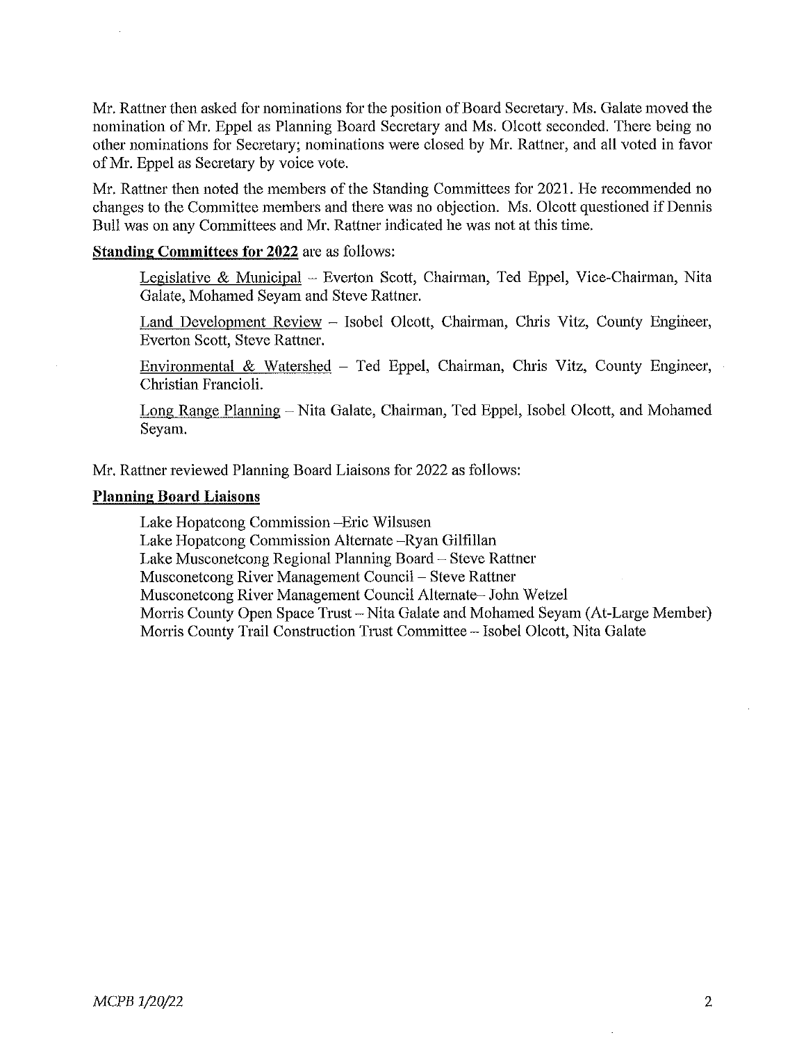Mr. Rattner then asked for nominations for the position of Board Secretary. Ms. Galate moved the nomination of Mr. Eppel as Planning Board Secretary and Ms. Olcott seconded. There being no other nominations for Secretary; nominations were closed by Mr. Rattner, and all voted in favor of Mr. Eppel as Secretary by voice vote.

Mr. Rattner then noted the members of the Standing Committees for 2021. He recommended no changes to the Committee members and there was no objection. Ms. Olcott questioned if Dennis Bull was on any Committees and Mr. Rattner indicated he was not at this time.

**Standing Committees for 2022** are as follows:

Legislative & Municipal – Everton Scott, Chairman, Ted Eppel, Vice-Chairman, Nita Galate, Mohamed Seyam and Steve Rattner.

Land Development Review – Isobel Olcott, Chairman, Chris Vitz, County Engineer, Everton Scott, Steve Rattner.

Environmental & Watershed – Ted Eppel, Chairman, Chris Vitz, County Engineer, Christian Francioli.

Long Range Planning – Nita Galate, Chairman, Ted Eppel, Isobel Olcott, and Mohamed Seyam.

Mr. Rattner reviewed Planning Board Liaisons for 2022 as follows:

**Planning Board Liaisons**

Lake Hopatcong Commission –Eric Wilsusen
Lake Hopatcong Commission Alternate –Ryan Gilfillan
Lake Musconetcong Regional Planning Board – Steve Rattner
Musconetcong River Management Council – Steve Rattner
Musconetcong River Management Council Alternate– John Wetzel
Morris County Open Space Trust – Nita Galate and Mohamed Seyam (At-Large Member)
Morris County Trail Construction Trust Committee – Isobel Olcott, Nita Galate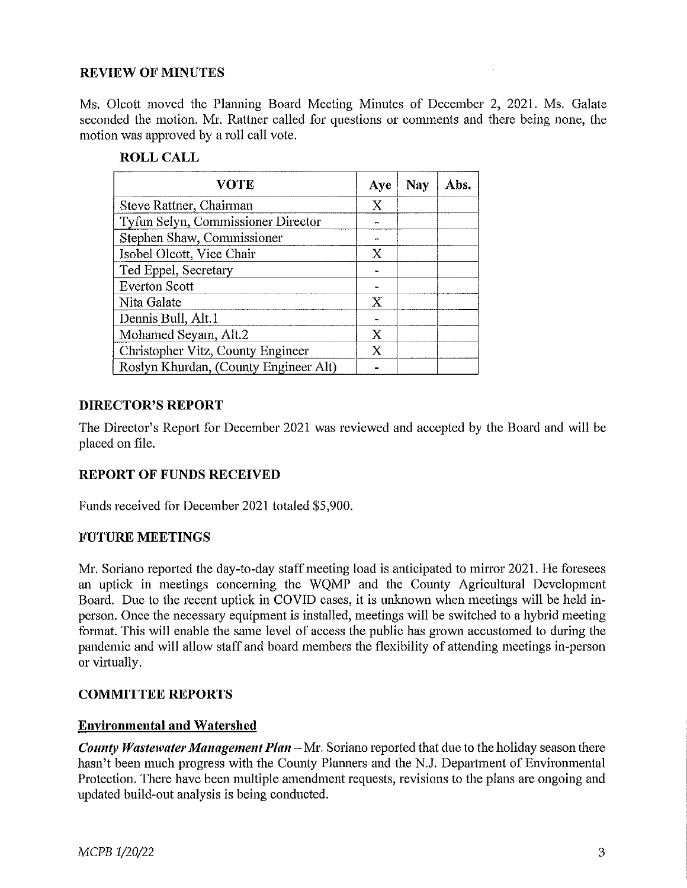## REVIEW OF MINUTES

Ms. Olcott moved the Planning Board Meeting Minutes of December 2, 2021. Ms. Galate seconded the motion. Mr. Rattner called for questions or comments and there being none, the motion was approved by a roll call vote.

### ROLL CALL

| VOTE | Aye | Nay | Abs. |
|---|---|---|---|
| Steve Rattner, Chairman | X | | |
| Tyfun Selyn, Commissioner Director | - | | |
| Stephen Shaw, Commissioner | - | | |
| Isobel Olcott, Vice Chair | X | | |
| Ted Eppel, Secretary | - | | |
| Everton Scott | - | | |
| Nita Galate | X | | |
| Dennis Bull, Alt.1 | - | | |
| Mohamed Seyam, Alt.2 | X | | |
| Christopher Vitz, County Engineer | X | | |
| Roslyn Khurdan, (County Engineer Alt) | - | | |

## DIRECTOR'S REPORT

The Director's Report for December 2021 was reviewed and accepted by the Board and will be placed on file.

## REPORT OF FUNDS RECEIVED

Funds received for December 2021 totaled $5,900.

## FUTURE MEETINGS

Mr. Soriano reported the day-to-day staff meeting load is anticipated to mirror 2021. He foresees an uptick in meetings concerning the WQMP and the County Agricultural Development Board. Due to the recent uptick in COVID cases, it is unknown when meetings will be held in-person. Once the necessary equipment is installed, meetings will be switched to a hybrid meeting format. This will enable the same level of access the public has grown accustomed to during the pandemic and will allow staff and board members the flexibility of attending meetings in-person or virtually.

## COMMITTEE REPORTS

### Environmental and Watershed

***County Wastewater Management Plan*** – Mr. Soriano reported that due to the holiday season there hasn't been much progress with the County Planners and the N.J. Department of Environmental Protection. There have been multiple amendment requests, revisions to the plans are ongoing and updated build-out analysis is being conducted.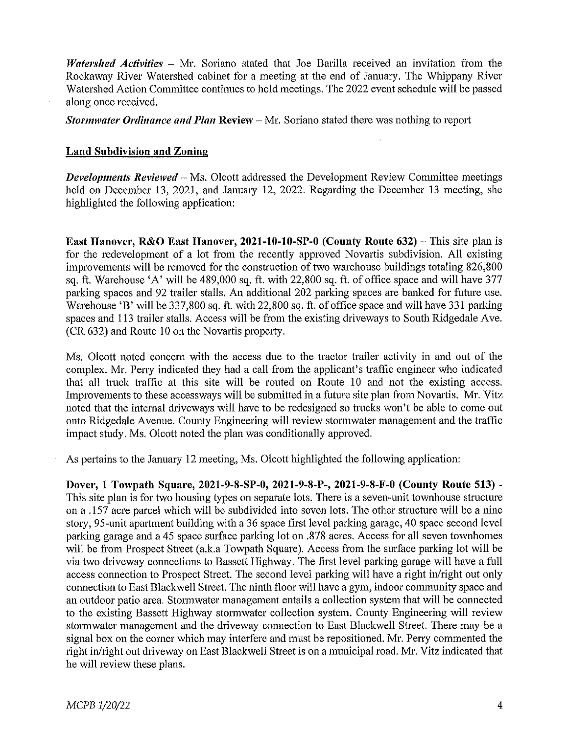***Watershed Activities*** – Mr. Soriano stated that Joe Barilla received an invitation from the Rockaway River Watershed cabinet for a meeting at the end of January. The Whippany River Watershed Action Committee continues to hold meetings. The 2022 event schedule will be passed along once received.

***Stormwater Ordinance and Plan* Review** – Mr. Soriano stated there was nothing to report

## Land Subdivision and Zoning

***Developments Reviewed*** – Ms. Olcott addressed the Development Review Committee meetings held on December 13, 2021, and January 12, 2022. Regarding the December 13 meeting, she highlighted the following application:

**East Hanover, R&O East Hanover, 2021-10-10-SP-0 (County Route 632)** – This site plan is for the redevelopment of a lot from the recently approved Novartis subdivision. All existing improvements will be removed for the construction of two warehouse buildings totaling 826,800 sq. ft. Warehouse 'A' will be 489,000 sq. ft. with 22,800 sq. ft. of office space and will have 377 parking spaces and 92 trailer stalls. An additional 202 parking spaces are banked for future use. Warehouse 'B' will be 337,800 sq. ft. with 22,800 sq. ft. of office space and will have 331 parking spaces and 113 trailer stalls. Access will be from the existing driveways to South Ridgedale Ave. (CR 632) and Route 10 on the Novartis property.

Ms. Olcott noted concern with the access due to the tractor trailer activity in and out of the complex. Mr. Perry indicated they had a call from the applicant's traffic engineer who indicated that all truck traffic at this site will be routed on Route 10 and not the existing access. Improvements to these accessways will be submitted in a future site plan from Novartis. Mr. Vitz noted that the internal driveways will have to be redesigned so trucks won't be able to come out onto Ridgedale Avenue. County Engineering will review stormwater management and the traffic impact study. Ms. Olcott noted the plan was conditionally approved.

As pertains to the January 12 meeting, Ms. Olcott highlighted the following application:

**Dover, 1 Towpath Square, 2021-9-8-SP-0, 2021-9-8-P-, 2021-9-8-F-0 (County Route 513)** - This site plan is for two housing types on separate lots. There is a seven-unit townhouse structure on a .157 acre parcel which will be subdivided into seven lots. The other structure will be a nine story, 95-unit apartment building with a 36 space first level parking garage, 40 space second level parking garage and a 45 space surface parking lot on .878 acres. Access for all seven townhomes will be from Prospect Street (a.k.a Towpath Square). Access from the surface parking lot will be via two driveway connections to Bassett Highway. The first level parking garage will have a full access connection to Prospect Street. The second level parking will have a right in/right out only connection to East Blackwell Street. The ninth floor will have a gym, indoor community space and an outdoor patio area. Stormwater management entails a collection system that will be connected to the existing Bassett Highway stormwater collection system. County Engineering will review stormwater management and the driveway connection to East Blackwell Street. There may be a signal box on the corner which may interfere and must be repositioned. Mr. Perry commented the right in/right out driveway on East Blackwell Street is on a municipal road. Mr. Vitz indicated that he will review these plans.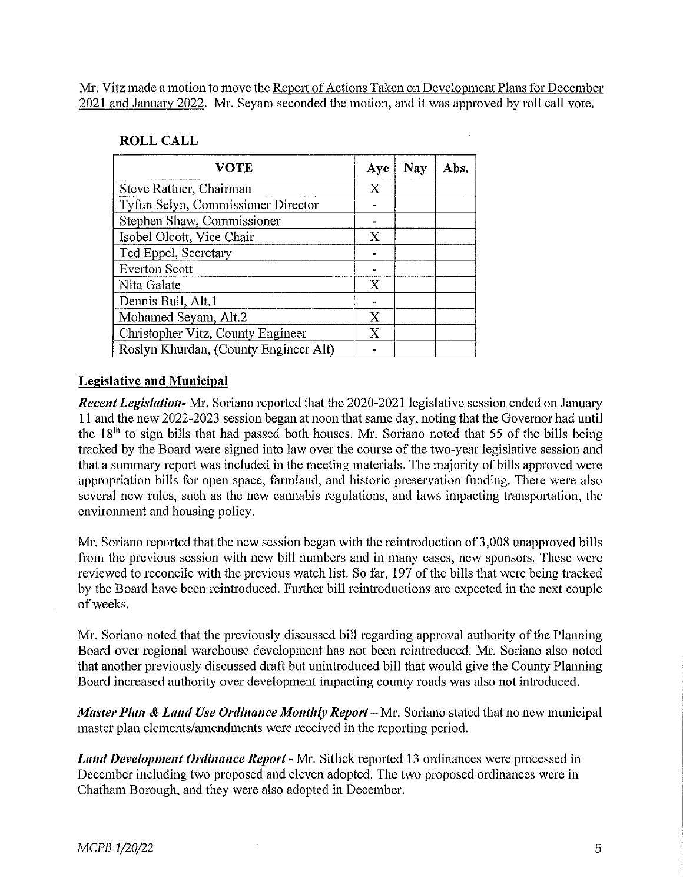Mr. Vitz made a motion to move the Report of Actions Taken on Development Plans for December 2021 and January 2022. Mr. Seyam seconded the motion, and it was approved by roll call vote.

**ROLL CALL**

| VOTE | Aye | Nay | Abs. |
|---|---|---|---|
| Steve Rattner, Chairman | X | | |
| Tyfun Selyn, Commissioner Director | - | | |
| Stephen Shaw, Commissioner | - | | |
| Isobel Olcott, Vice Chair | X | | |
| Ted Eppel, Secretary | - | | |
| Everton Scott | - | | |
| Nita Galate | X | | |
| Dennis Bull, Alt.1 | - | | |
| Mohamed Seyam, Alt.2 | X | | |
| Christopher Vitz, County Engineer | X | | |
| Roslyn Khurdan, (County Engineer Alt) | - | | |

## Legislative and Municipal

***Recent Legislation-*** Mr. Soriano reported that the 2020-2021 legislative session ended on January 11 and the new 2022-2023 session began at noon that same day, noting that the Governor had until the 18th to sign bills that had passed both houses. Mr. Soriano noted that 55 of the bills being tracked by the Board were signed into law over the course of the two-year legislative session and that a summary report was included in the meeting materials. The majority of bills approved were appropriation bills for open space, farmland, and historic preservation funding. There were also several new rules, such as the new cannabis regulations, and laws impacting transportation, the environment and housing policy.

Mr. Soriano reported that the new session began with the reintroduction of 3,008 unapproved bills from the previous session with new bill numbers and in many cases, new sponsors. These were reviewed to reconcile with the previous watch list. So far, 197 of the bills that were being tracked by the Board have been reintroduced. Further bill reintroductions are expected in the next couple of weeks.

Mr. Soriano noted that the previously discussed bill regarding approval authority of the Planning Board over regional warehouse development has not been reintroduced. Mr. Soriano also noted that another previously discussed draft but unintroduced bill that would give the County Planning Board increased authority over development impacting county roads was also not introduced.

***Master Plan & Land Use Ordinance Monthly Report*** – Mr. Soriano stated that no new municipal master plan elements/amendments were received in the reporting period.

***Land Development Ordinance Report*** - Mr. Sitlick reported 13 ordinances were processed in December including two proposed and eleven adopted. The two proposed ordinances were in Chatham Borough, and they were also adopted in December.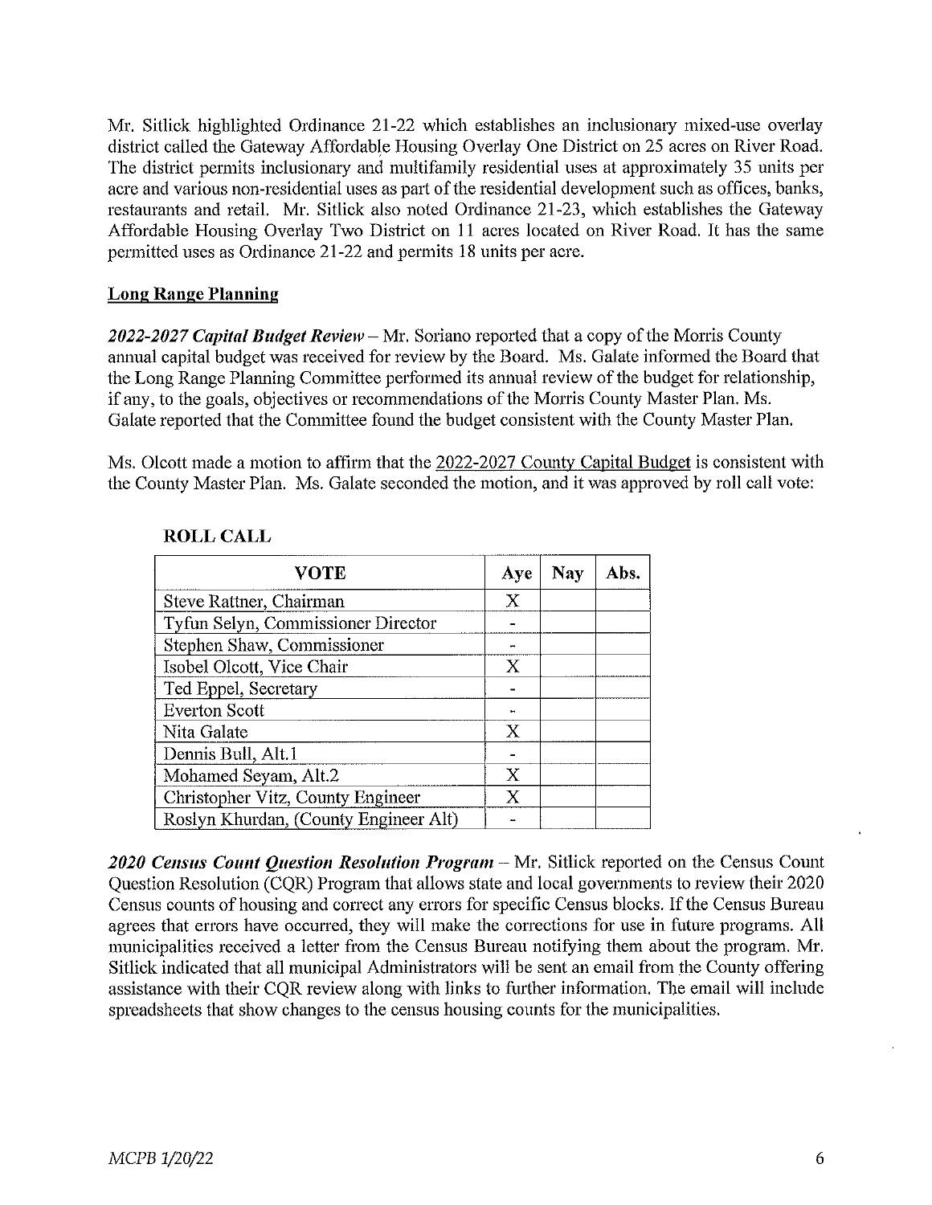Mr. Sitlick highlighted Ordinance 21-22 which establishes an inclusionary mixed-use overlay district called the Gateway Affordable Housing Overlay One District on 25 acres on River Road. The district permits inclusionary and multifamily residential uses at approximately 35 units per acre and various non-residential uses as part of the residential development such as offices, banks, restaurants and retail. Mr. Sitlick also noted Ordinance 21-23, which establishes the Gateway Affordable Housing Overlay Two District on 11 acres located on River Road. It has the same permitted uses as Ordinance 21-22 and permits 18 units per acre.

## Long Range Planning

***2022-2027 Capital Budget Review*** – Mr. Soriano reported that a copy of the Morris County annual capital budget was received for review by the Board. Ms. Galate informed the Board that the Long Range Planning Committee performed its annual review of the budget for relationship, if any, to the goals, objectives or recommendations of the Morris County Master Plan. Ms. Galate reported that the Committee found the budget consistent with the County Master Plan.

Ms. Olcott made a motion to affirm that the 2022-2027 County Capital Budget is consistent with the County Master Plan. Ms. Galate seconded the motion, and it was approved by roll call vote:

**ROLL CALL**

| VOTE | Aye | Nay | Abs. |
|---|---|---|---|
| Steve Rattner, Chairman | X | | |
| Tyfun Selyn, Commissioner Director | - | | |
| Stephen Shaw, Commissioner | - | | |
| Isobel Olcott, Vice Chair | X | | |
| Ted Eppel, Secretary | - | | |
| Everton Scott | - | | |
| Nita Galate | X | | |
| Dennis Bull, Alt.1 | - | | |
| Mohamed Seyam, Alt.2 | X | | |
| Christopher Vitz, County Engineer | X | | |
| Roslyn Khurdan, (County Engineer Alt) | - | | |

***2020 Census Count Question Resolution Program*** – Mr. Sitlick reported on the Census Count Question Resolution (CQR) Program that allows state and local governments to review their 2020 Census counts of housing and correct any errors for specific Census blocks. If the Census Bureau agrees that errors have occurred, they will make the corrections for use in future programs. All municipalities received a letter from the Census Bureau notifying them about the program. Mr. Sitlick indicated that all municipal Administrators will be sent an email from the County offering assistance with their CQR review along with links to further information. The email will include spreadsheets that show changes to the census housing counts for the municipalities.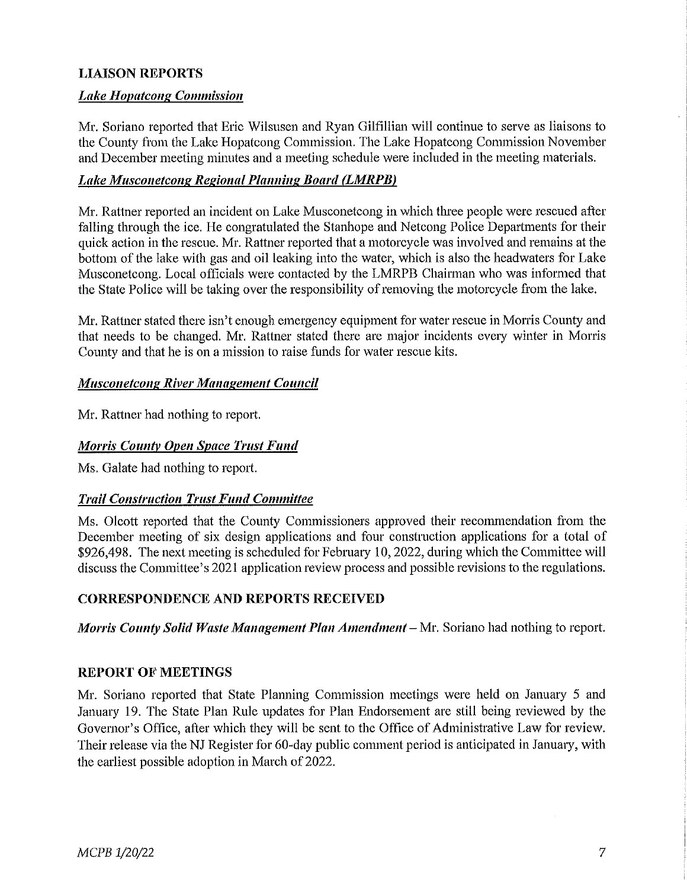## LIAISON REPORTS

### *Lake Hopatcong Commission*

Mr. Soriano reported that Eric Wilsusen and Ryan Gilfillian will continue to serve as liaisons to the County from the Lake Hopatcong Commission. The Lake Hopatcong Commission November and December meeting minutes and a meeting schedule were included in the meeting materials.

### *Lake Musconetcong Regional Planning Board (LMRPB)*

Mr. Rattner reported an incident on Lake Musconetcong in which three people were rescued after falling through the ice. He congratulated the Stanhope and Netcong Police Departments for their quick action in the rescue. Mr. Rattner reported that a motorcycle was involved and remains at the bottom of the lake with gas and oil leaking into the water, which is also the headwaters for Lake Musconetcong. Local officials were contacted by the LMRPB Chairman who was informed that the State Police will be taking over the responsibility of removing the motorcycle from the lake.

Mr. Rattner stated there isn't enough emergency equipment for water rescue in Morris County and that needs to be changed. Mr. Rattner stated there are major incidents every winter in Morris County and that he is on a mission to raise funds for water rescue kits.

### *Musconetcong River Management Council*

Mr. Rattner had nothing to report.

### *Morris County Open Space Trust Fund*

Ms. Galate had nothing to report.

### *Trail Construction Trust Fund Committee*

Ms. Olcott reported that the County Commissioners approved their recommendation from the December meeting of six design applications and four construction applications for a total of $926,498. The next meeting is scheduled for February 10, 2022, during which the Committee will discuss the Committee's 2021 application review process and possible revisions to the regulations.

## CORRESPONDENCE AND REPORTS RECEIVED

***Morris County Solid Waste Management Plan Amendment*** – Mr. Soriano had nothing to report.

## REPORT OF MEETINGS

Mr. Soriano reported that State Planning Commission meetings were held on January 5 and January 19. The State Plan Rule updates for Plan Endorsement are still being reviewed by the Governor's Office, after which they will be sent to the Office of Administrative Law for review. Their release via the NJ Register for 60-day public comment period is anticipated in January, with the earliest possible adoption in March of 2022.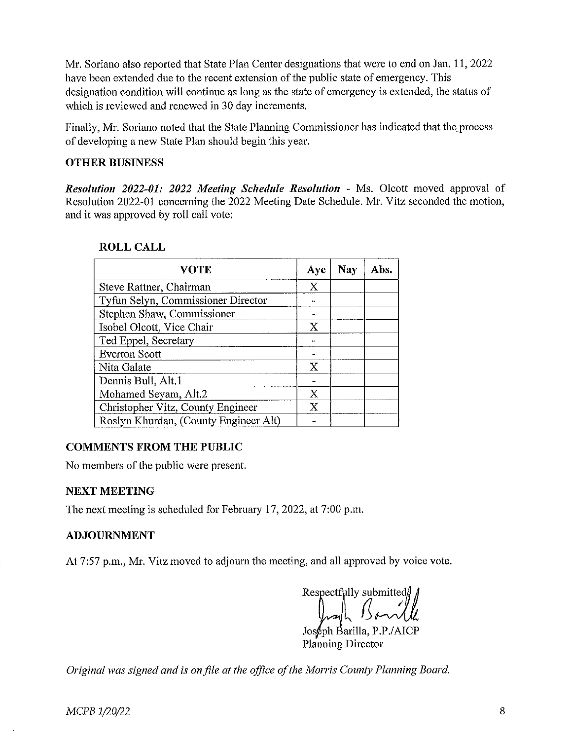Mr. Soriano also reported that State Plan Center designations that were to end on Jan. 11, 2022 have been extended due to the recent extension of the public state of emergency. This designation condition will continue as long as the state of emergency is extended, the status of which is reviewed and renewed in 30 day increments.

Finally, Mr. Soriano noted that the State Planning Commissioner has indicated that the process of developing a new State Plan should begin this year.

**OTHER BUSINESS**

***Resolution 2022-01: 2022 Meeting Schedule Resolution*** - Ms. Olcott moved approval of Resolution 2022-01 concerning the 2022 Meeting Date Schedule. Mr. Vitz seconded the motion, and it was approved by roll call vote:

**ROLL CALL**

| VOTE | Aye | Nay | Abs. |
|---|---|---|---|
| Steve Rattner, Chairman | X | | |
| Tyfun Selyn, Commissioner Director | - | | |
| Stephen Shaw, Commissioner | - | | |
| Isobel Olcott, Vice Chair | X | | |
| Ted Eppel, Secretary | - | | |
| Everton Scott | - | | |
| Nita Galate | X | | |
| Dennis Bull, Alt.1 | - | | |
| Mohamed Seyam, Alt.2 | X | | |
| Christopher Vitz, County Engineer | X | | |
| Roslyn Khurdan, (County Engineer Alt) | - | | |

**COMMENTS FROM THE PUBLIC**

No members of the public were present.

**NEXT MEETING**

The next meeting is scheduled for February 17, 2022, at 7:00 p.m.

**ADJOURNMENT**

At 7:57 p.m., Mr. Vitz moved to adjourn the meeting, and all approved by voice vote.

Respectfully submitted,

Joseph Barilla, P.P./AICP
Planning Director

*Original was signed and is on file at the office of the Morris County Planning Board.*